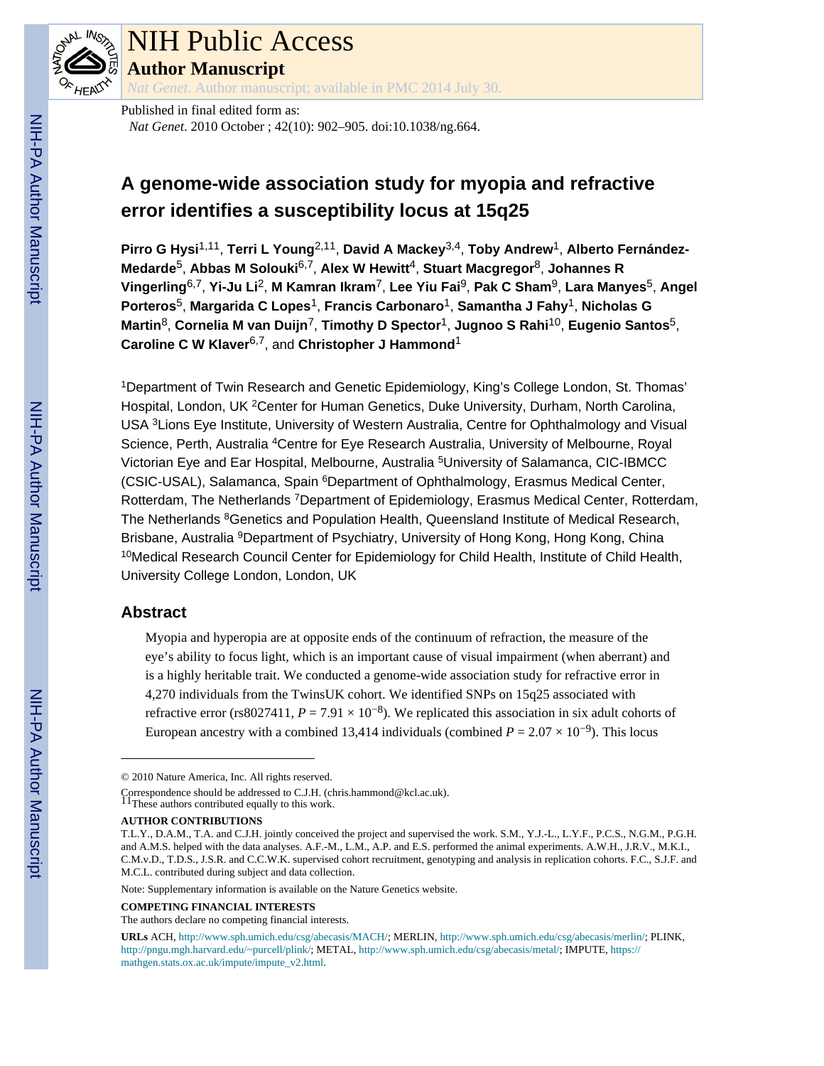# NIH Public Access

## Author Manuscript

*Nat Genet*. Author manuscript; available in PMC 2014 July 30.

Published in final edited form as:

*Nat Genet*. 2010 October ; 42(10): 902–905. doi:10.1038/ng.664.

# A genome-wide association study for myopia and refractive error identifies a susceptibility locus at 15q25

**Pirro G Hysi**[1,11], **Terri L Young**[2,11], **David A Mackey**[3,4], **Toby Andrew**[1], **Alberto Fernández-Medarde**[5], **Abbas M Solouki**[6,7], **Alex W Hewitt**[4], **Stuart Macgregor**[8], **Johannes R Vingerling**[6,7], **Yi-Ju Li**[2], **M Kamran Ikram**[7], **Lee Yiu Fai**[9], **Pak C Sham**[9], **Lara Manyes**[5], **Angel Porteros**[5], **Margarida C Lopes**[1], **Francis Carbonaro**[1], **Samantha J Fahy**[1], **Nicholas G Martin**[8], **Cornelia M van Duijn**[7], **Timothy D Spector**[1], **Jugnoo S Rahi**[10], **Eugenio Santos**[5], **Caroline C W Klaver**[6,7], and **Christopher J Hammond**[1]

[1]Department of Twin Research and Genetic Epidemiology, King's College London, St. Thomas' Hospital, London, UK [2]Center for Human Genetics, Duke University, Durham, North Carolina, USA [3]Lions Eye Institute, University of Western Australia, Centre for Ophthalmology and Visual Science, Perth, Australia [4]Centre for Eye Research Australia, University of Melbourne, Royal Victorian Eye and Ear Hospital, Melbourne, Australia [5]University of Salamanca, CIC-IBMCC (CSIC-USAL), Salamanca, Spain [6]Department of Ophthalmology, Erasmus Medical Center, Rotterdam, The Netherlands [7]Department of Epidemiology, Erasmus Medical Center, Rotterdam, The Netherlands [8]Genetics and Population Health, Queensland Institute of Medical Research, Brisbane, Australia [9]Department of Psychiatry, University of Hong Kong, Hong Kong, China [10]Medical Research Council Center for Epidemiology for Child Health, Institute of Child Health, University College London, London, UK

## Abstract

Myopia and hyperopia are at opposite ends of the continuum of refraction, the measure of the eye's ability to focus light, which is an important cause of visual impairment (when aberrant) and is a highly heritable trait. We conducted a genome-wide association study for refractive error in 4,270 individuals from the TwinsUK cohort. We identified SNPs on 15q25 associated with refractive error (rs8027411, $P = 7.91 \times 10^{-8}$). We replicated this association in six adult cohorts of European ancestry with a combined 13,414 individuals (combined $P = 2.07 \times 10^{-9}$). This locus

---

© 2010 Nature America, Inc. All rights reserved.

Correspondence should be addressed to C.J.H. (chris.hammond@kcl.ac.uk).

[11]These authors contributed equally to this work.

**AUTHOR CONTRIBUTIONS**

T.L.Y., D.A.M., T.A. and C.J.H. jointly conceived the project and supervised the work. S.M., Y.J.-L., L.Y.F., P.C.S., N.G.M., P.G.H. and A.M.S. helped with the data analyses. A.F.-M., L.M., A.P. and E.S. performed the animal experiments. A.W.H., J.R.V., M.K.I., C.M.v.D., T.D.S., J.S.R. and C.C.W.K. supervised cohort recruitment, genotyping and analysis in replication cohorts. F.C., S.J.F. and M.C.L. contributed during subject and data collection.

Note: Supplementary information is available on the Nature Genetics website.

**COMPETING FINANCIAL INTERESTS**

The authors declare no competing financial interests.

**URLs** ACH, http://www.sph.umich.edu/csg/abecasis/MACH/; MERLIN, http://www.sph.umich.edu/csg/abecasis/merlin/; PLINK, http://pngu.mgh.harvard.edu/~purcell/plink/; METAL, http://www.sph.umich.edu/csg/abecasis/metal/; IMPUTE, https://mathgen.stats.ox.ac.uk/impute/impute_v2.html.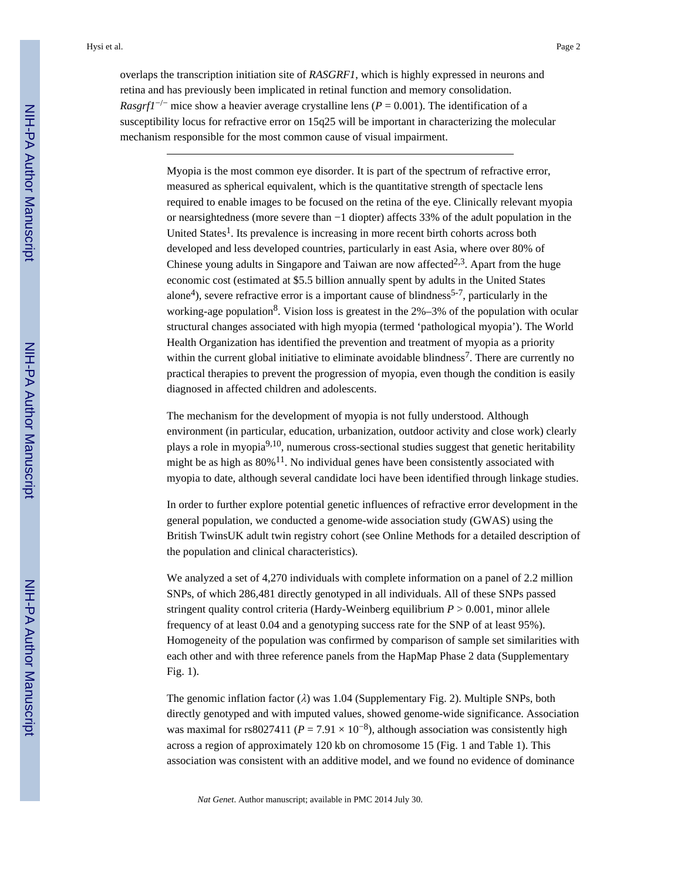overlaps the transcription initiation site of *RASGRF1*, which is highly expressed in neurons and retina and has previously been implicated in retinal function and memory consolidation. *Rasgrf1*$^{-/-}$ mice show a heavier average crystalline lens ($P = 0.001$). The identification of a susceptibility locus for refractive error on 15q25 will be important in characterizing the molecular mechanism responsible for the most common cause of visual impairment.

---

Myopia is the most common eye disorder. It is part of the spectrum of refractive error, measured as spherical equivalent, which is the quantitative strength of spectacle lens required to enable images to be focused on the retina of the eye. Clinically relevant myopia or nearsightedness (more severe than −1 diopter) affects 33% of the adult population in the United States[1]. Its prevalence is increasing in more recent birth cohorts across both developed and less developed countries, particularly in east Asia, where over 80% of Chinese young adults in Singapore and Taiwan are now affected[2,3]. Apart from the huge economic cost (estimated at $5.5 billion annually spent by adults in the United States alone[4]), severe refractive error is a important cause of blindness[5-7], particularly in the working-age population[8]. Vision loss is greatest in the 2%–3% of the population with ocular structural changes associated with high myopia (termed 'pathological myopia'). The World Health Organization has identified the prevention and treatment of myopia as a priority within the current global initiative to eliminate avoidable blindness[7]. There are currently no practical therapies to prevent the progression of myopia, even though the condition is easily diagnosed in affected children and adolescents.

The mechanism for the development of myopia is not fully understood. Although environment (in particular, education, urbanization, outdoor activity and close work) clearly plays a role in myopia[9,10], numerous cross-sectional studies suggest that genetic heritability might be as high as 80%[11]. No individual genes have been consistently associated with myopia to date, although several candidate loci have been identified through linkage studies.

In order to further explore potential genetic influences of refractive error development in the general population, we conducted a genome-wide association study (GWAS) using the British TwinsUK adult twin registry cohort (see Online Methods for a detailed description of the population and clinical characteristics).

We analyzed a set of 4,270 individuals with complete information on a panel of 2.2 million SNPs, of which 286,481 directly genotyped in all individuals. All of these SNPs passed stringent quality control criteria (Hardy-Weinberg equilibrium $P > 0.001$, minor allele frequency of at least 0.04 and a genotyping success rate for the SNP of at least 95%). Homogeneity of the population was confirmed by comparison of sample set similarities with each other and with three reference panels from the HapMap Phase 2 data (Supplementary Fig. 1).

The genomic inflation factor ($\lambda$) was 1.04 (Supplementary Fig. 2). Multiple SNPs, both directly genotyped and with imputed values, showed genome-wide significance. Association was maximal for rs8027411 ($P = 7.91 \times 10^{-8}$), although association was consistently high across a region of approximately 120 kb on chromosome 15 (Fig. 1 and Table 1). This association was consistent with an additive model, and we found no evidence of dominance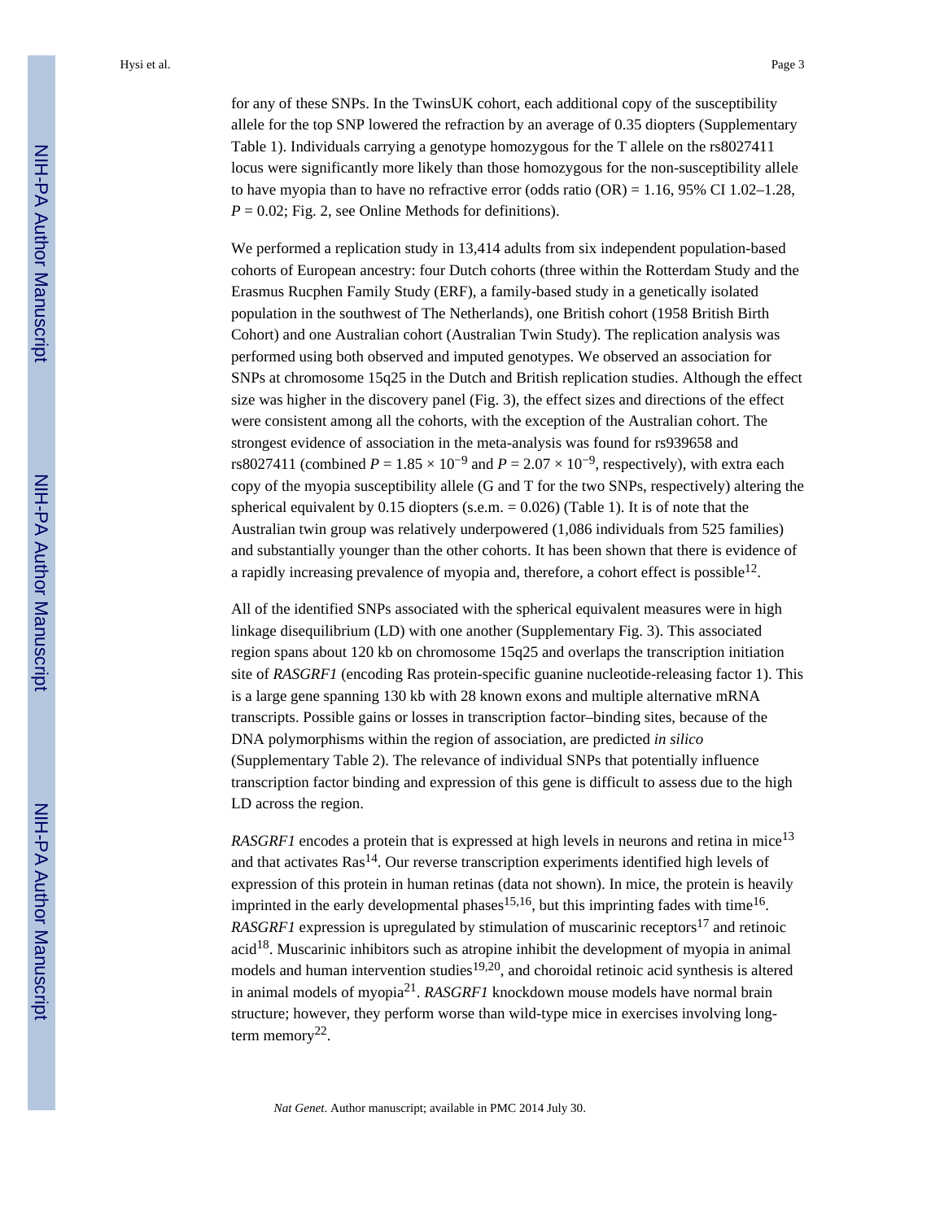for any of these SNPs. In the TwinsUK cohort, each additional copy of the susceptibility allele for the top SNP lowered the refraction by an average of 0.35 diopters (Supplementary Table 1). Individuals carrying a genotype homozygous for the T allele on the rs8027411 locus were significantly more likely than those homozygous for the non-susceptibility allele to have myopia than to have no refractive error (odds ratio (OR) = 1.16, 95% CI 1.02–1.28, $P = 0.02$; Fig. 2, see Online Methods for definitions).

We performed a replication study in 13,414 adults from six independent population-based cohorts of European ancestry: four Dutch cohorts (three within the Rotterdam Study and the Erasmus Rucphen Family Study (ERF), a family-based study in a genetically isolated population in the southwest of The Netherlands), one British cohort (1958 British Birth Cohort) and one Australian cohort (Australian Twin Study). The replication analysis was performed using both observed and imputed genotypes. We observed an association for SNPs at chromosome 15q25 in the Dutch and British replication studies. Although the effect size was higher in the discovery panel (Fig. 3), the effect sizes and directions of the effect were consistent among all the cohorts, with the exception of the Australian cohort. The strongest evidence of association in the meta-analysis was found for rs939658 and rs8027411 (combined $P = 1.85 \times 10^{-9}$ and $P = 2.07 \times 10^{-9}$, respectively), with extra each copy of the myopia susceptibility allele (G and T for the two SNPs, respectively) altering the spherical equivalent by 0.15 diopters (s.e.m. = 0.026) (Table 1). It is of note that the Australian twin group was relatively underpowered (1,086 individuals from 525 families) and substantially younger than the other cohorts. It has been shown that there is evidence of a rapidly increasing prevalence of myopia and, therefore, a cohort effect is possible[12].

All of the identified SNPs associated with the spherical equivalent measures were in high linkage disequilibrium (LD) with one another (Supplementary Fig. 3). This associated region spans about 120 kb on chromosome 15q25 and overlaps the transcription initiation site of *RASGRF1* (encoding Ras protein-specific guanine nucleotide-releasing factor 1). This is a large gene spanning 130 kb with 28 known exons and multiple alternative mRNA transcripts. Possible gains or losses in transcription factor–binding sites, because of the DNA polymorphisms within the region of association, are predicted *in silico* (Supplementary Table 2). The relevance of individual SNPs that potentially influence transcription factor binding and expression of this gene is difficult to assess due to the high LD across the region.

*RASGRF1* encodes a protein that is expressed at high levels in neurons and retina in mice[13] and that activates Ras[14]. Our reverse transcription experiments identified high levels of expression of this protein in human retinas (data not shown). In mice, the protein is heavily imprinted in the early developmental phases[15,16], but this imprinting fades with time[16]. *RASGRF1* expression is upregulated by stimulation of muscarinic receptors[17] and retinoic acid[18]. Muscarinic inhibitors such as atropine inhibit the development of myopia in animal models and human intervention studies[19,20], and choroidal retinoic acid synthesis is altered in animal models of myopia[21]. *RASGRF1* knockdown mouse models have normal brain structure; however, they perform worse than wild-type mice in exercises involving long-term memory[22].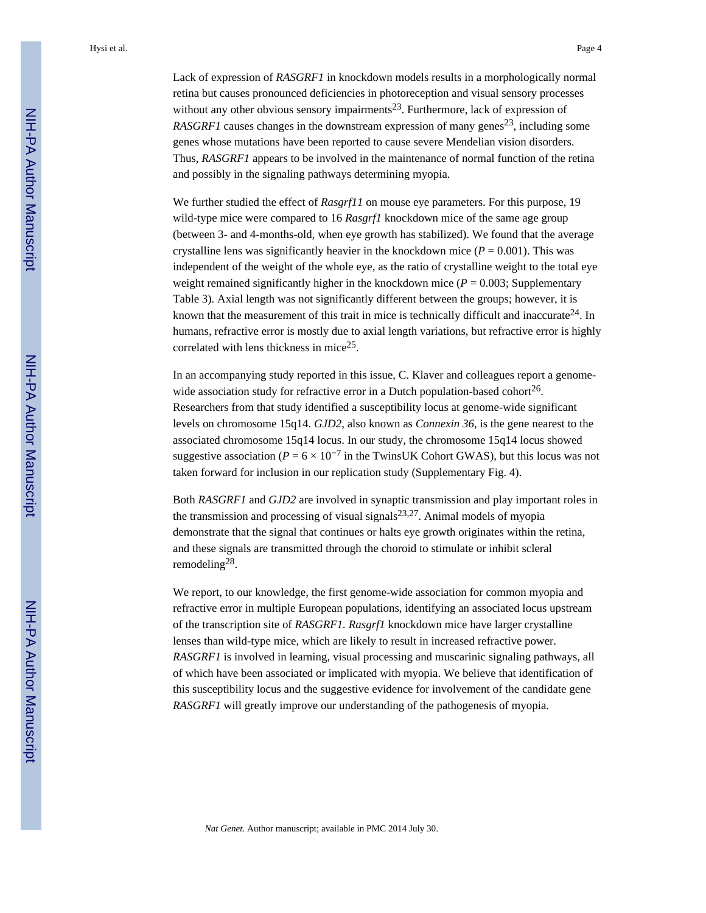Lack of expression of *RASGRF1* in knockdown models results in a morphologically normal retina but causes pronounced deficiencies in photoreception and visual sensory processes without any other obvious sensory impairments[23]. Furthermore, lack of expression of *RASGRF1* causes changes in the downstream expression of many genes[23], including some genes whose mutations have been reported to cause severe Mendelian vision disorders. Thus, *RASGRF1* appears to be involved in the maintenance of normal function of the retina and possibly in the signaling pathways determining myopia.

We further studied the effect of *Rasgrf11* on mouse eye parameters. For this purpose, 19 wild-type mice were compared to 16 *Rasgrf1* knockdown mice of the same age group (between 3- and 4-months-old, when eye growth has stabilized). We found that the average crystalline lens was significantly heavier in the knockdown mice ($P = 0.001$). This was independent of the weight of the whole eye, as the ratio of crystalline weight to the total eye weight remained significantly higher in the knockdown mice ($P = 0.003$; Supplementary Table 3). Axial length was not significantly different between the groups; however, it is known that the measurement of this trait in mice is technically difficult and inaccurate[24]. In humans, refractive error is mostly due to axial length variations, but refractive error is highly correlated with lens thickness in mice[25].

In an accompanying study reported in this issue, C. Klaver and colleagues report a genome-wide association study for refractive error in a Dutch population-based cohort[26]. Researchers from that study identified a susceptibility locus at genome-wide significant levels on chromosome 15q14. *GJD2*, also known as *Connexin 36*, is the gene nearest to the associated chromosome 15q14 locus. In our study, the chromosome 15q14 locus showed suggestive association ($P = 6 \times 10^{-7}$ in the TwinsUK Cohort GWAS), but this locus was not taken forward for inclusion in our replication study (Supplementary Fig. 4).

Both *RASGRF1* and *GJD2* are involved in synaptic transmission and play important roles in the transmission and processing of visual signals[23,27]. Animal models of myopia demonstrate that the signal that continues or halts eye growth originates within the retina, and these signals are transmitted through the choroid to stimulate or inhibit scleral remodeling[28].

We report, to our knowledge, the first genome-wide association for common myopia and refractive error in multiple European populations, identifying an associated locus upstream of the transcription site of *RASGRF1. Rasgrf1* knockdown mice have larger crystalline lenses than wild-type mice, which are likely to result in increased refractive power. *RASGRF1* is involved in learning, visual processing and muscarinic signaling pathways, all of which have been associated or implicated with myopia. We believe that identification of this susceptibility locus and the suggestive evidence for involvement of the candidate gene *RASGRF1* will greatly improve our understanding of the pathogenesis of myopia.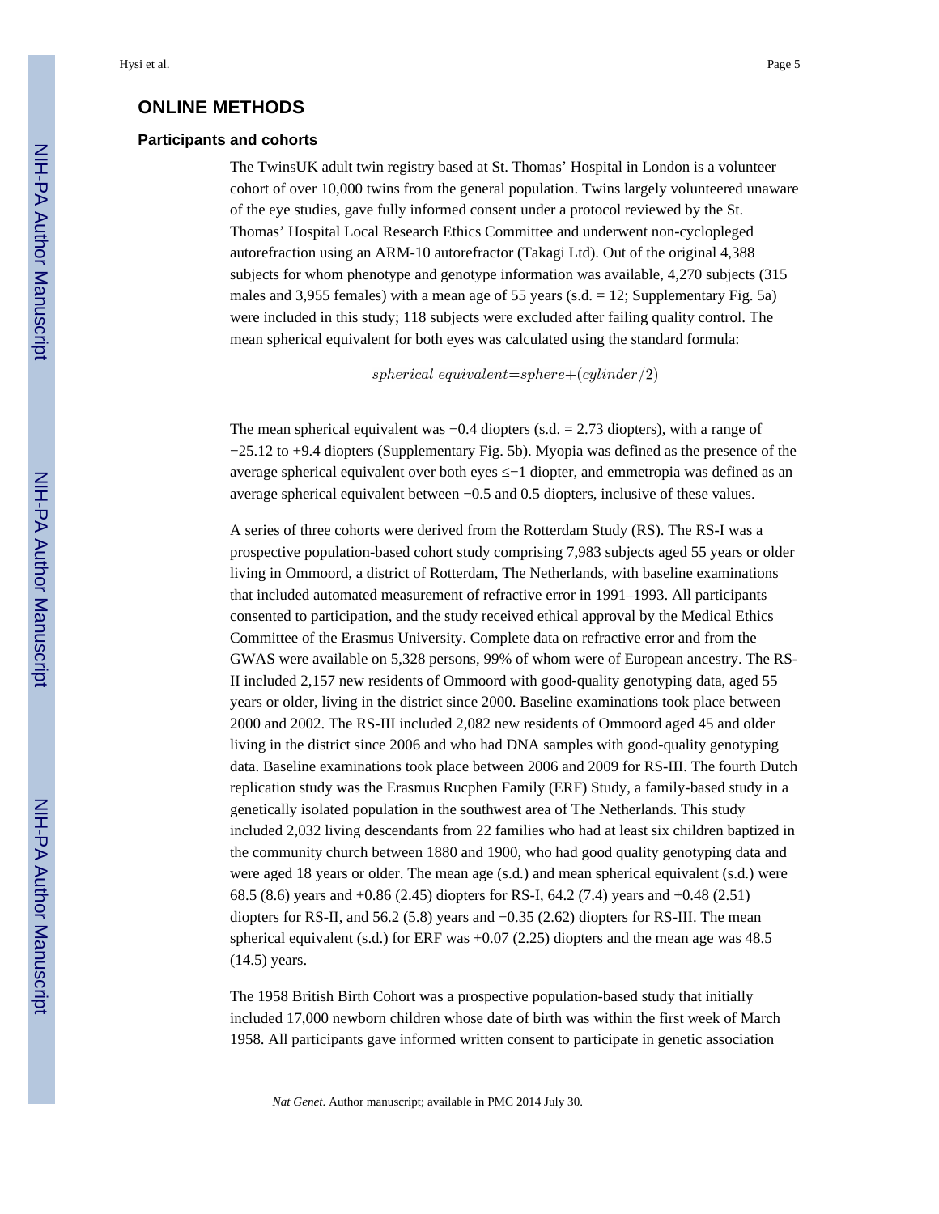## ONLINE METHODS

### Participants and cohorts

The TwinsUK adult twin registry based at St. Thomas' Hospital in London is a volunteer cohort of over 10,000 twins from the general population. Twins largely volunteered unaware of the eye studies, gave fully informed consent under a protocol reviewed by the St. Thomas' Hospital Local Research Ethics Committee and underwent non-cyclopleged autorefraction using an ARM-10 autorefractor (Takagi Ltd). Out of the original 4,388 subjects for whom phenotype and genotype information was available, 4,270 subjects (315 males and 3,955 females) with a mean age of 55 years (s.d. = 12; Supplementary Fig. 5a) were included in this study; 118 subjects were excluded after failing quality control. The mean spherical equivalent for both eyes was calculated using the standard formula:

$$spherical\ equivalent = sphere + (cylinder/2)$$

The mean spherical equivalent was −0.4 diopters (s.d. = 2.73 diopters), with a range of −25.12 to +9.4 diopters (Supplementary Fig. 5b). Myopia was defined as the presence of the average spherical equivalent over both eyes ≤−1 diopter, and emmetropia was defined as an average spherical equivalent between −0.5 and 0.5 diopters, inclusive of these values.

A series of three cohorts were derived from the Rotterdam Study (RS). The RS-I was a prospective population-based cohort study comprising 7,983 subjects aged 55 years or older living in Ommoord, a district of Rotterdam, The Netherlands, with baseline examinations that included automated measurement of refractive error in 1991–1993. All participants consented to participation, and the study received ethical approval by the Medical Ethics Committee of the Erasmus University. Complete data on refractive error and from the GWAS were available on 5,328 persons, 99% of whom were of European ancestry. The RS-II included 2,157 new residents of Ommoord with good-quality genotyping data, aged 55 years or older, living in the district since 2000. Baseline examinations took place between 2000 and 2002. The RS-III included 2,082 new residents of Ommoord aged 45 and older living in the district since 2006 and who had DNA samples with good-quality genotyping data. Baseline examinations took place between 2006 and 2009 for RS-III. The fourth Dutch replication study was the Erasmus Rucphen Family (ERF) Study, a family-based study in a genetically isolated population in the southwest area of The Netherlands. This study included 2,032 living descendants from 22 families who had at least six children baptized in the community church between 1880 and 1900, who had good quality genotyping data and were aged 18 years or older. The mean age (s.d.) and mean spherical equivalent (s.d.) were 68.5 (8.6) years and +0.86 (2.45) diopters for RS-I, 64.2 (7.4) years and +0.48 (2.51) diopters for RS-II, and 56.2 (5.8) years and −0.35 (2.62) diopters for RS-III. The mean spherical equivalent (s.d.) for ERF was +0.07 (2.25) diopters and the mean age was 48.5 (14.5) years.

The 1958 British Birth Cohort was a prospective population-based study that initially included 17,000 newborn children whose date of birth was within the first week of March 1958. All participants gave informed written consent to participate in genetic association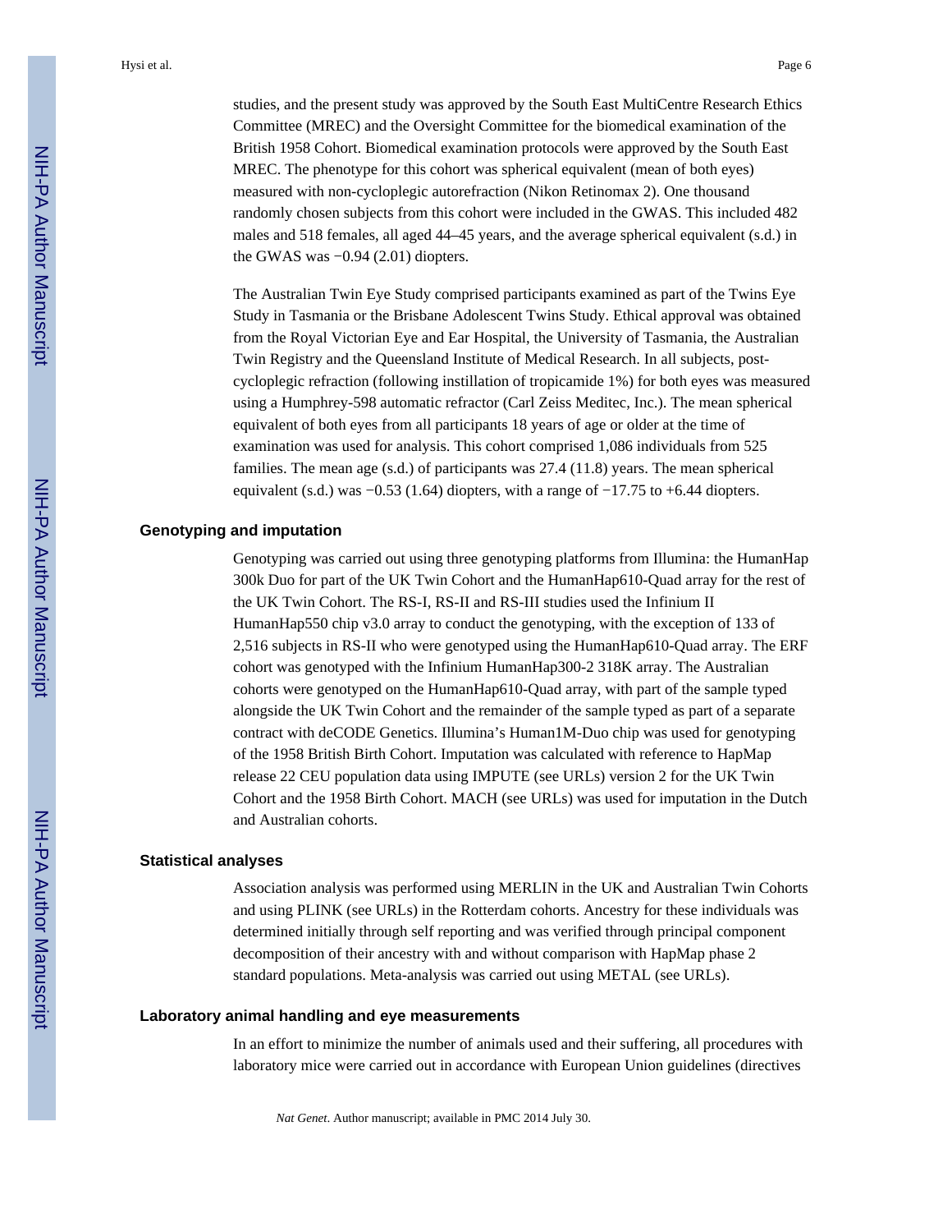studies, and the present study was approved by the South East MultiCentre Research Ethics Committee (MREC) and the Oversight Committee for the biomedical examination of the British 1958 Cohort. Biomedical examination protocols were approved by the South East MREC. The phenotype for this cohort was spherical equivalent (mean of both eyes) measured with non-cycloplegic autorefraction (Nikon Retinomax 2). One thousand randomly chosen subjects from this cohort were included in the GWAS. This included 482 males and 518 females, all aged 44–45 years, and the average spherical equivalent (s.d.) in the GWAS was −0.94 (2.01) diopters.

The Australian Twin Eye Study comprised participants examined as part of the Twins Eye Study in Tasmania or the Brisbane Adolescent Twins Study. Ethical approval was obtained from the Royal Victorian Eye and Ear Hospital, the University of Tasmania, the Australian Twin Registry and the Queensland Institute of Medical Research. In all subjects, post-cycloplegic refraction (following instillation of tropicamide 1%) for both eyes was measured using a Humphrey-598 automatic refractor (Carl Zeiss Meditec, Inc.). The mean spherical equivalent of both eyes from all participants 18 years of age or older at the time of examination was used for analysis. This cohort comprised 1,086 individuals from 525 families. The mean age (s.d.) of participants was 27.4 (11.8) years. The mean spherical equivalent (s.d.) was −0.53 (1.64) diopters, with a range of −17.75 to +6.44 diopters.

### Genotyping and imputation

Genotyping was carried out using three genotyping platforms from Illumina: the HumanHap 300k Duo for part of the UK Twin Cohort and the HumanHap610-Quad array for the rest of the UK Twin Cohort. The RS-I, RS-II and RS-III studies used the Infinium II HumanHap550 chip v3.0 array to conduct the genotyping, with the exception of 133 of 2,516 subjects in RS-II who were genotyped using the HumanHap610-Quad array. The ERF cohort was genotyped with the Infinium HumanHap300-2 318K array. The Australian cohorts were genotyped on the HumanHap610-Quad array, with part of the sample typed alongside the UK Twin Cohort and the remainder of the sample typed as part of a separate contract with deCODE Genetics. Illumina's Human1M-Duo chip was used for genotyping of the 1958 British Birth Cohort. Imputation was calculated with reference to HapMap release 22 CEU population data using IMPUTE (see URLs) version 2 for the UK Twin Cohort and the 1958 Birth Cohort. MACH (see URLs) was used for imputation in the Dutch and Australian cohorts.

### Statistical analyses

Association analysis was performed using MERLIN in the UK and Australian Twin Cohorts and using PLINK (see URLs) in the Rotterdam cohorts. Ancestry for these individuals was determined initially through self reporting and was verified through principal component decomposition of their ancestry with and without comparison with HapMap phase 2 standard populations. Meta-analysis was carried out using METAL (see URLs).

### Laboratory animal handling and eye measurements

In an effort to minimize the number of animals used and their suffering, all procedures with laboratory mice were carried out in accordance with European Union guidelines (directives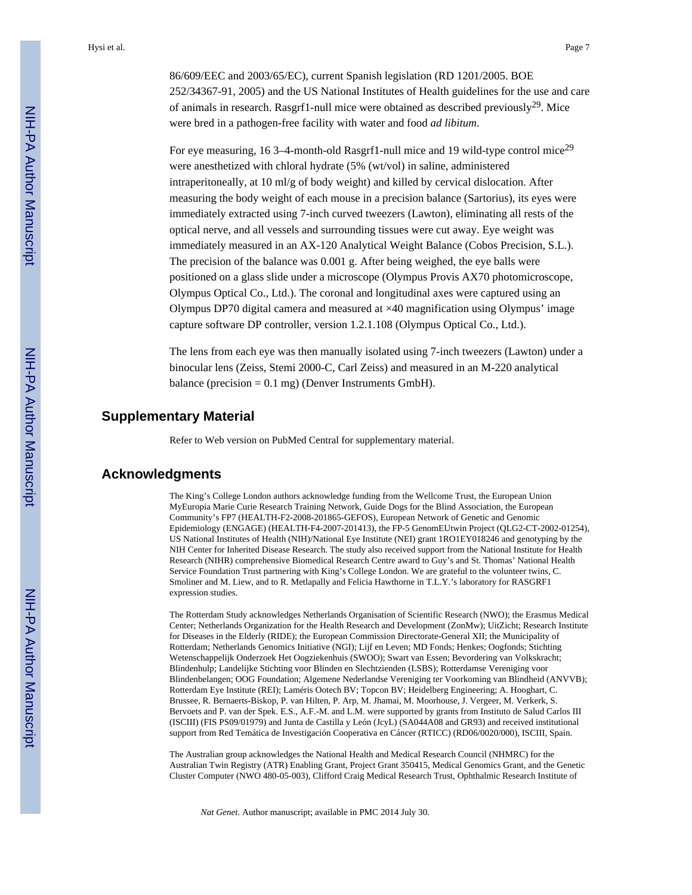86/609/EEC and 2003/65/EC), current Spanish legislation (RD 1201/2005. BOE 252/34367-91, 2005) and the US National Institutes of Health guidelines for the use and care of animals in research. Rasgrf1-null mice were obtained as described previously[29]. Mice were bred in a pathogen-free facility with water and food *ad libitum*.

For eye measuring, 16 3–4-month-old Rasgrf1-null mice and 19 wild-type control mice[29] were anesthetized with chloral hydrate (5% (wt/vol) in saline, administered intraperitoneally, at 10 ml/g of body weight) and killed by cervical dislocation. After measuring the body weight of each mouse in a precision balance (Sartorius), its eyes were immediately extracted using 7-inch curved tweezers (Lawton), eliminating all rests of the optical nerve, and all vessels and surrounding tissues were cut away. Eye weight was immediately measured in an AX-120 Analytical Weight Balance (Cobos Precision, S.L.). The precision of the balance was 0.001 g. After being weighed, the eye balls were positioned on a glass slide under a microscope (Olympus Provis AX70 photomicroscope, Olympus Optical Co., Ltd.). The coronal and longitudinal axes were captured using an Olympus DP70 digital camera and measured at ×40 magnification using Olympus' image capture software DP controller, version 1.2.1.108 (Olympus Optical Co., Ltd.).

The lens from each eye was then manually isolated using 7-inch tweezers (Lawton) under a binocular lens (Zeiss, Stemi 2000-C, Carl Zeiss) and measured in an M-220 analytical balance (precision = 0.1 mg) (Denver Instruments GmbH).

## Supplementary Material

Refer to Web version on PubMed Central for supplementary material.

## Acknowledgments

The King's College London authors acknowledge funding from the Wellcome Trust, the European Union MyEuropia Marie Curie Research Training Network, Guide Dogs for the Blind Association, the European Community's FP7 (HEALTH-F2-2008-201865-GEFOS), European Network of Genetic and Genomic Epidemiology (ENGAGE) (HEALTH-F4-2007-201413), the FP-5 GenomEUtwin Project (QLG2-CT-2002-01254), US National Institutes of Health (NIH)/National Eye Institute (NEI) grant 1RO1EY018246 and genotyping by the NIH Center for Inherited Disease Research. The study also received support from the National Institute for Health Research (NIHR) comprehensive Biomedical Research Centre award to Guy's and St. Thomas' National Health Service Foundation Trust partnering with King's College London. We are grateful to the volunteer twins, C. Smoliner and M. Liew, and to R. Metlapally and Felicia Hawthorne in T.L.Y.'s laboratory for RASGRF1 expression studies.

The Rotterdam Study acknowledges Netherlands Organisation of Scientific Research (NWO); the Erasmus Medical Center; Netherlands Organization for the Health Research and Development (ZonMw); UitZicht; Research Institute for Diseases in the Elderly (RIDE); the European Commission Directorate-General XII; the Municipality of Rotterdam; Netherlands Genomics Initiative (NGI); Lijf en Leven; MD Fonds; Henkes; Oogfonds; Stichting Wetenschappelijk Onderzoek Het Oogziekenhuis (SWOO); Swart van Essen; Bevordering van Volkskracht; Blindenhulp; Landelijke Stichting voor Blinden en Slechtzienden (LSBS); Rotterdamse Vereniging voor Blindenbelangen; OOG Foundation; Algemene Nederlandse Vereniging ter Voorkoming van Blindheid (ANVVB); Rotterdam Eye Institute (REI); Laméris Ootech BV; Topcon BV; Heidelberg Engineering; A. Hooghart, C. Brussee, R. Bernaerts-Biskop, P. van Hilten, P. Arp, M. Jhamai, M. Moorhouse, J. Vergeer, M. Verkerk, S. Bervoets and P. van der Spek. E.S., A.F.-M. and L.M. were supported by grants from Instituto de Salud Carlos III (ISCIII) (FIS PS09/01979) and Junta de Castilla y León (JcyL) (SA044A08 and GR93) and received institutional support from Red Temática de Investigación Cooperativa en Cáncer (RTICC) (RD06/0020/000), ISCIII, Spain.

The Australian group acknowledges the National Health and Medical Research Council (NHMRC) for the Australian Twin Registry (ATR) Enabling Grant, Project Grant 350415, Medical Genomics Grant, and the Genetic Cluster Computer (NWO 480-05-003), Clifford Craig Medical Research Trust, Ophthalmic Research Institute of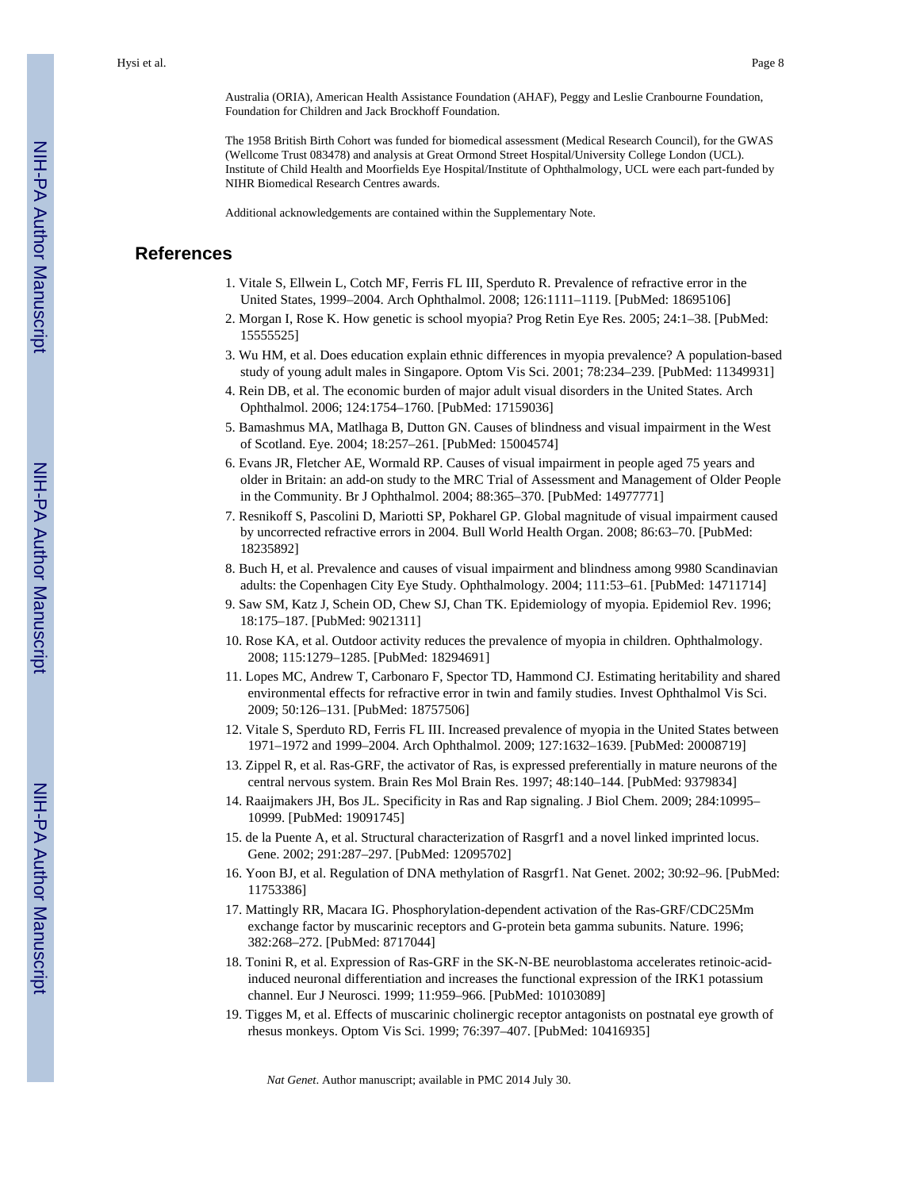Australia (ORIA), American Health Assistance Foundation (AHAF), Peggy and Leslie Cranbourne Foundation, Foundation for Children and Jack Brockhoff Foundation.

The 1958 British Birth Cohort was funded for biomedical assessment (Medical Research Council), for the GWAS (Wellcome Trust 083478) and analysis at Great Ormond Street Hospital/University College London (UCL). Institute of Child Health and Moorfields Eye Hospital/Institute of Ophthalmology, UCL were each part-funded by NIHR Biomedical Research Centres awards.

Additional acknowledgements are contained within the Supplementary Note.

## References

1. Vitale S, Ellwein L, Cotch MF, Ferris FL III, Sperduto R. Prevalence of refractive error in the United States, 1999–2004. Arch Ophthalmol. 2008; 126:1111–1119. [PubMed: 18695106]
2. Morgan I, Rose K. How genetic is school myopia? Prog Retin Eye Res. 2005; 24:1–38. [PubMed: 15555525]
3. Wu HM, et al. Does education explain ethnic differences in myopia prevalence? A population-based study of young adult males in Singapore. Optom Vis Sci. 2001; 78:234–239. [PubMed: 11349931]
4. Rein DB, et al. The economic burden of major adult visual disorders in the United States. Arch Ophthalmol. 2006; 124:1754–1760. [PubMed: 17159036]
5. Bamashmus MA, Matlhaga B, Dutton GN. Causes of blindness and visual impairment in the West of Scotland. Eye. 2004; 18:257–261. [PubMed: 15004574]
6. Evans JR, Fletcher AE, Wormald RP. Causes of visual impairment in people aged 75 years and older in Britain: an add-on study to the MRC Trial of Assessment and Management of Older People in the Community. Br J Ophthalmol. 2004; 88:365–370. [PubMed: 14977771]
7. Resnikoff S, Pascolini D, Mariotti SP, Pokharel GP. Global magnitude of visual impairment caused by uncorrected refractive errors in 2004. Bull World Health Organ. 2008; 86:63–70. [PubMed: 18235892]
8. Buch H, et al. Prevalence and causes of visual impairment and blindness among 9980 Scandinavian adults: the Copenhagen City Eye Study. Ophthalmology. 2004; 111:53–61. [PubMed: 14711714]
9. Saw SM, Katz J, Schein OD, Chew SJ, Chan TK. Epidemiology of myopia. Epidemiol Rev. 1996; 18:175–187. [PubMed: 9021311]
10. Rose KA, et al. Outdoor activity reduces the prevalence of myopia in children. Ophthalmology. 2008; 115:1279–1285. [PubMed: 18294691]
11. Lopes MC, Andrew T, Carbonaro F, Spector TD, Hammond CJ. Estimating heritability and shared environmental effects for refractive error in twin and family studies. Invest Ophthalmol Vis Sci. 2009; 50:126–131. [PubMed: 18757506]
12. Vitale S, Sperduto RD, Ferris FL III. Increased prevalence of myopia in the United States between 1971–1972 and 1999–2004. Arch Ophthalmol. 2009; 127:1632–1639. [PubMed: 20008719]
13. Zippel R, et al. Ras-GRF, the activator of Ras, is expressed preferentially in mature neurons of the central nervous system. Brain Res Mol Brain Res. 1997; 48:140–144. [PubMed: 9379834]
14. Raaijmakers JH, Bos JL. Specificity in Ras and Rap signaling. J Biol Chem. 2009; 284:10995–10999. [PubMed: 19091745]
15. de la Puente A, et al. Structural characterization of Rasgrf1 and a novel linked imprinted locus. Gene. 2002; 291:287–297. [PubMed: 12095702]
16. Yoon BJ, et al. Regulation of DNA methylation of Rasgrf1. Nat Genet. 2002; 30:92–96. [PubMed: 11753386]
17. Mattingly RR, Macara IG. Phosphorylation-dependent activation of the Ras-GRF/CDC25Mm exchange factor by muscarinic receptors and G-protein beta gamma subunits. Nature. 1996; 382:268–272. [PubMed: 8717044]
18. Tonini R, et al. Expression of Ras-GRF in the SK-N-BE neuroblastoma accelerates retinoic-acid-induced neuronal differentiation and increases the functional expression of the IRK1 potassium channel. Eur J Neurosci. 1999; 11:959–966. [PubMed: 10103089]
19. Tigges M, et al. Effects of muscarinic cholinergic receptor antagonists on postnatal eye growth of rhesus monkeys. Optom Vis Sci. 1999; 76:397–407. [PubMed: 10416935]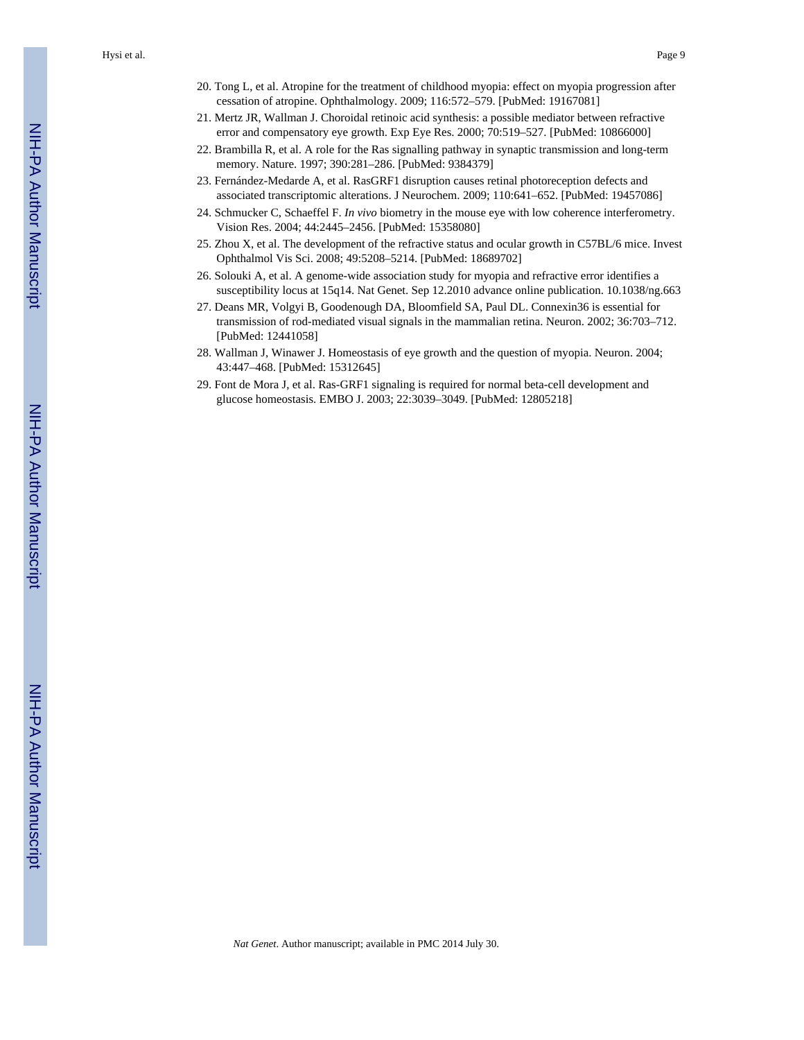20. Tong L, et al. Atropine for the treatment of childhood myopia: effect on myopia progression after cessation of atropine. Ophthalmology. 2009; 116:572–579. [PubMed: 19167081]
21. Mertz JR, Wallman J. Choroidal retinoic acid synthesis: a possible mediator between refractive error and compensatory eye growth. Exp Eye Res. 2000; 70:519–527. [PubMed: 10866000]
22. Brambilla R, et al. A role for the Ras signalling pathway in synaptic transmission and long-term memory. Nature. 1997; 390:281–286. [PubMed: 9384379]
23. Fernández-Medarde A, et al. RasGRF1 disruption causes retinal photoreception defects and associated transcriptomic alterations. J Neurochem. 2009; 110:641–652. [PubMed: 19457086]
24. Schmucker C, Schaeffel F. *In vivo* biometry in the mouse eye with low coherence interferometry. Vision Res. 2004; 44:2445–2456. [PubMed: 15358080]
25. Zhou X, et al. The development of the refractive status and ocular growth in C57BL/6 mice. Invest Ophthalmol Vis Sci. 2008; 49:5208–5214. [PubMed: 18689702]
26. Solouki A, et al. A genome-wide association study for myopia and refractive error identifies a susceptibility locus at 15q14. Nat Genet. Sep 12.2010 advance online publication. 10.1038/ng.663
27. Deans MR, Volgyi B, Goodenough DA, Bloomfield SA, Paul DL. Connexin36 is essential for transmission of rod-mediated visual signals in the mammalian retina. Neuron. 2002; 36:703–712. [PubMed: 12441058]
28. Wallman J, Winawer J. Homeostasis of eye growth and the question of myopia. Neuron. 2004; 43:447–468. [PubMed: 15312645]
29. Font de Mora J, et al. Ras-GRF1 signaling is required for normal beta-cell development and glucose homeostasis. EMBO J. 2003; 22:3039–3049. [PubMed: 12805218]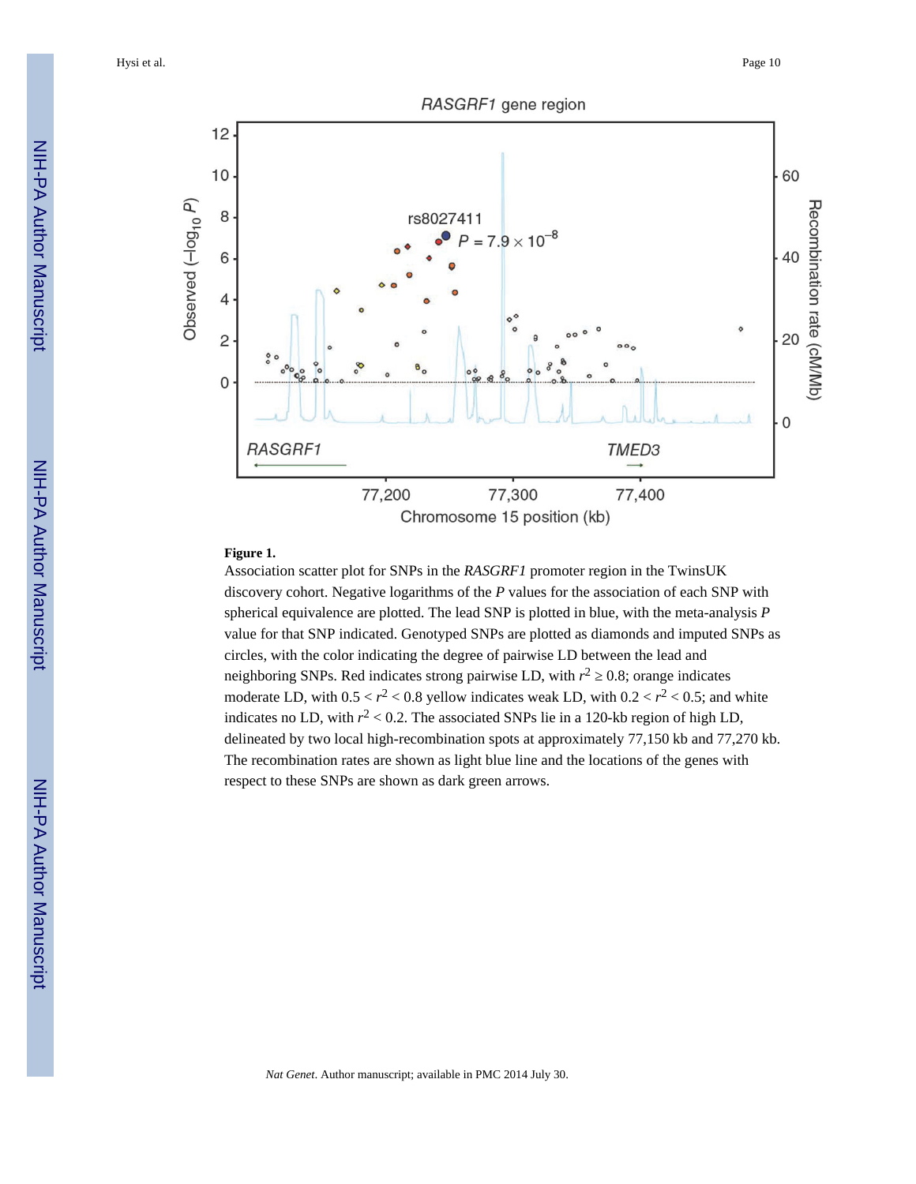**Figure 1.**

Association scatter plot for SNPs in the *RASGRF1* promoter region in the TwinsUK discovery cohort. Negative logarithms of the *P* values for the association of each SNP with spherical equivalence are plotted. The lead SNP is plotted in blue, with the meta-analysis *P* value for that SNP indicated. Genotyped SNPs are plotted as diamonds and imputed SNPs as circles, with the color indicating the degree of pairwise LD between the lead and neighboring SNPs. Red indicates strong pairwise LD, with $r^2 \geq 0.8$; orange indicates moderate LD, with $0.5 < r^2 < 0.8$ yellow indicates weak LD, with $0.2 < r^2 < 0.5$; and white indicates no LD, with $r^2 < 0.2$. The associated SNPs lie in a 120-kb region of high LD, delineated by two local high-recombination spots at approximately 77,150 kb and 77,270 kb. The recombination rates are shown as light blue line and the locations of the genes with respect to these SNPs are shown as dark green arrows.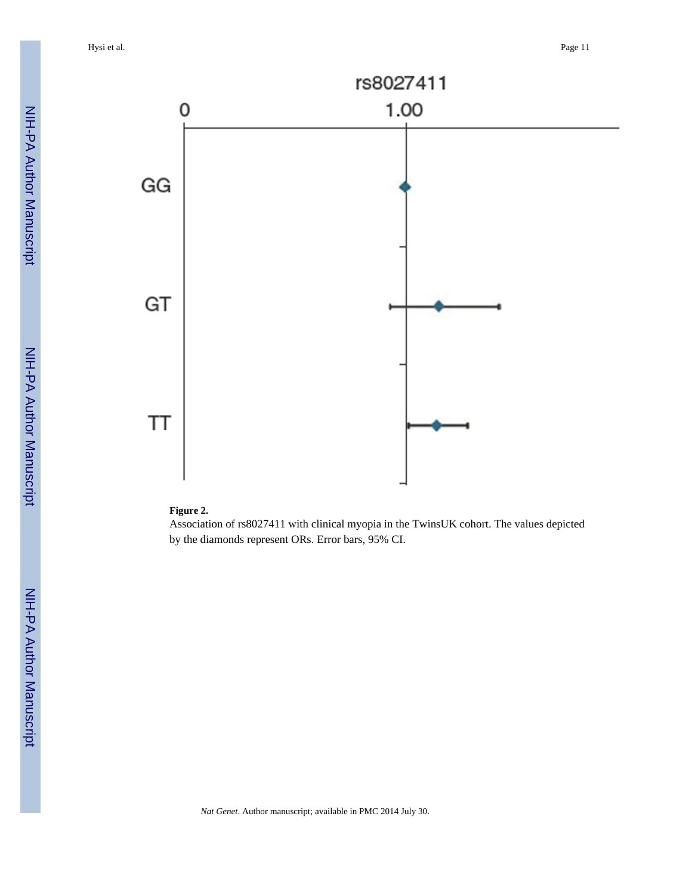**Figure 2.**

Association of rs8027411 with clinical myopia in the TwinsUK cohort. The values depicted by the diamonds represent ORs. Error bars, 95% CI.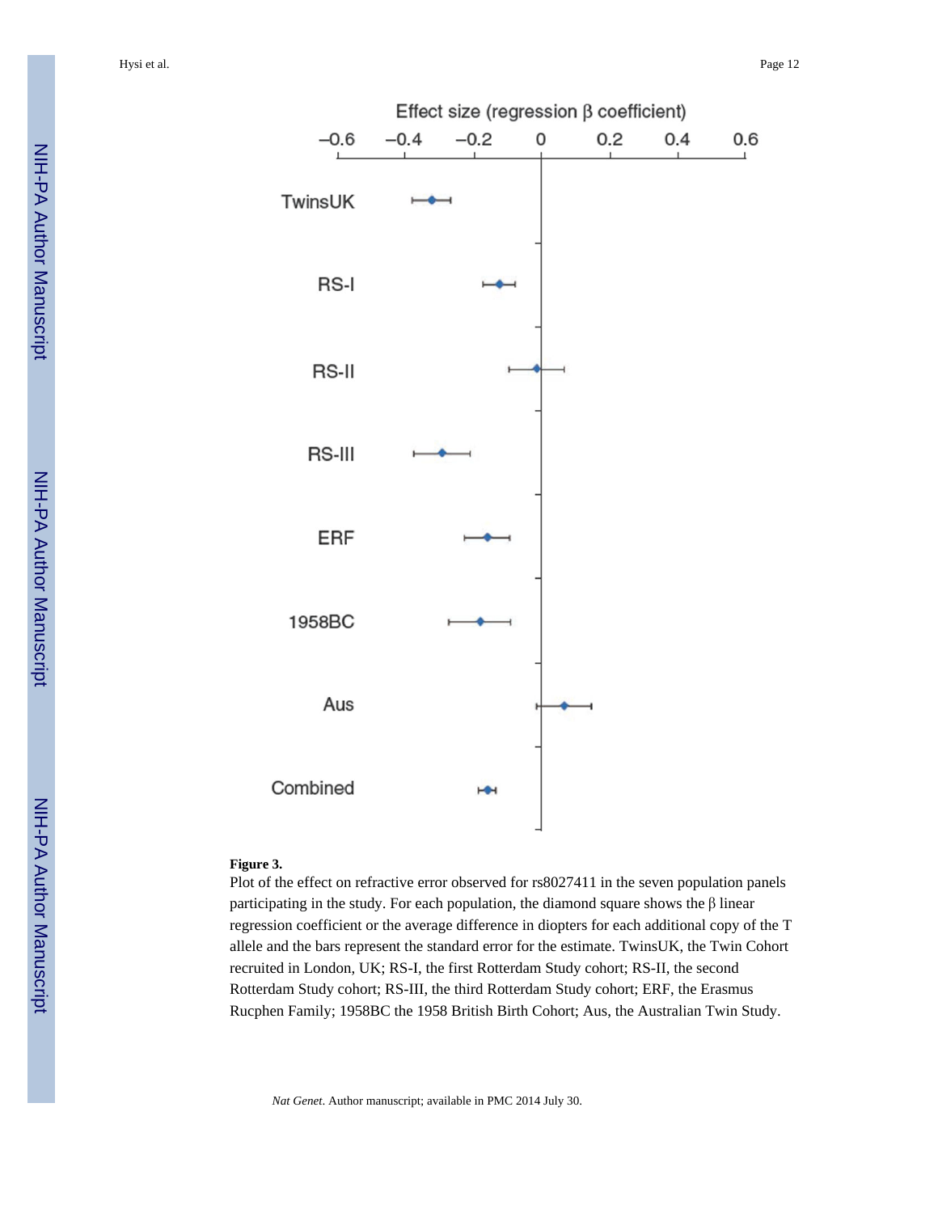**Figure 3.**

Plot of the effect on refractive error observed for rs8027411 in the seven population panels participating in the study. For each population, the diamond square shows the β linear regression coefficient or the average difference in diopters for each additional copy of the T allele and the bars represent the standard error for the estimate. TwinsUK, the Twin Cohort recruited in London, UK; RS-I, the first Rotterdam Study cohort; RS-II, the second Rotterdam Study cohort; RS-III, the third Rotterdam Study cohort; ERF, the Erasmus Rucphen Family; 1958BC the 1958 British Birth Cohort; Aus, the Australian Twin Study.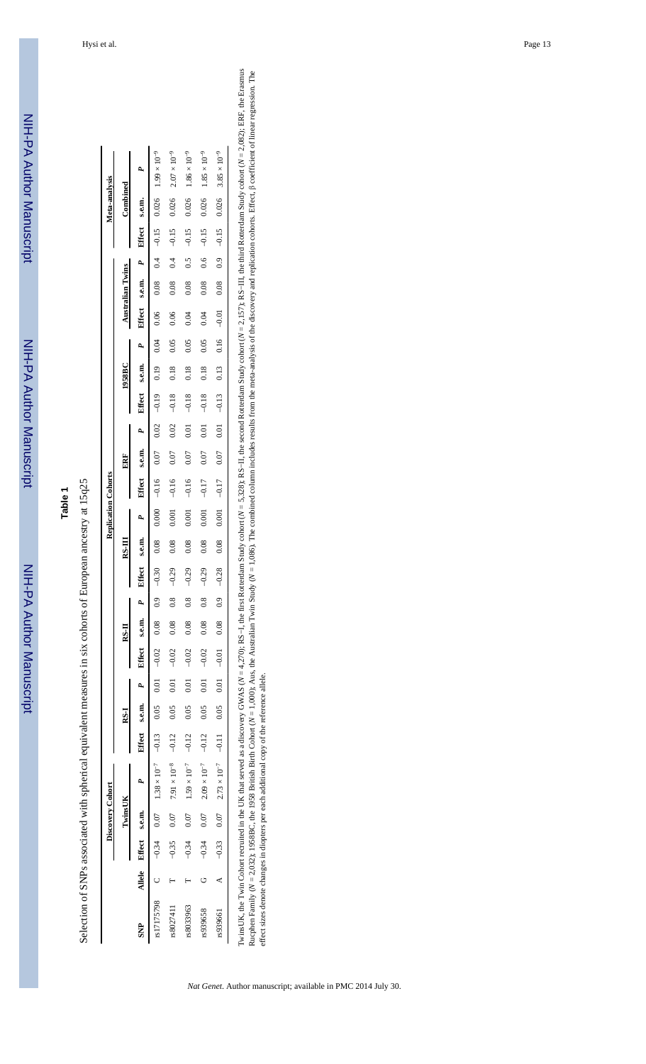## Table 1

Selection of SNPs associated with spherical equivalent measures in six cohorts of European ancestry at 15q25

| | | Discovery Cohort | | | Replication Cohorts | | | | | | | | | | | | | | | Meta-analysis | | |
|---|---|---|---|---|---|---|---|---|---|---|---|---|---|---|---|---|---|---|---|---|---|---|
| | | TwinsUK | | | RS-I | | | RS-II | | | RS-III | | | ERF | | | 1958BC | | | Australian Twins | | | Combined | | |
| SNP | Allele | Effect | s.e.m. | *P* | Effect | s.e.m. | *P* | Effect | s.e.m. | *P* | Effect | s.e.m. | *P* | Effect | s.e.m. | *P* | Effect | s.e.m. | *P* | Effect | s.e.m. | *P* | Effect | s.e.m. | *P* |
| rs17175798 | C | −0.34 | 0.07 | $1.38 \times 10^{-7}$ | −0.13 | 0.05 | 0.01 | −0.02 | 0.08 | 0.9 | −0.30 | 0.08 | 0.000 | −0.16 | 0.07 | 0.02 | −0.19 | 0.19 | 0.04 | 0.06 | 0.08 | 0.4 | −0.15 | 0.026 | $1.99 \times 10^{-9}$ |
| rs8027411 | T | −0.35 | 0.07 | $7.91 \times 10^{-8}$ | −0.12 | 0.05 | 0.01 | −0.02 | 0.08 | 0.8 | −0.29 | 0.08 | 0.001 | −0.16 | 0.07 | 0.02 | −0.18 | 0.18 | 0.05 | 0.06 | 0.08 | 0.4 | −0.15 | 0.026 | $2.07 \times 10^{-9}$ |
| rs8033963 | T | −0.34 | 0.07 | $1.59 \times 10^{-7}$ | −0.12 | 0.05 | 0.01 | −0.02 | 0.08 | 0.8 | −0.29 | 0.08 | 0.001 | −0.16 | 0.07 | 0.01 | −0.18 | 0.18 | 0.05 | 0.04 | 0.08 | 0.5 | −0.15 | 0.026 | $1.86 \times 10^{-9}$ |
| rs939658 | G | −0.34 | 0.07 | $2.09 \times 10^{-7}$ | −0.12 | 0.05 | 0.01 | −0.02 | 0.08 | 0.8 | −0.29 | 0.08 | 0.001 | −0.17 | 0.07 | 0.01 | −0.18 | 0.18 | 0.05 | 0.04 | 0.08 | 0.6 | −0.15 | 0.026 | $1.85 \times 10^{-9}$ |
| rs939661 | A | −0.33 | 0.07 | $2.73 \times 10^{-7}$ | −0.11 | 0.05 | 0.01 | −0.01 | 0.08 | 0.9 | −0.28 | 0.08 | 0.001 | −0.17 | 0.07 | 0.01 | −0.13 | 0.13 | 0.16 | −0.01 | 0.08 | 0.9 | −0.15 | 0.026 | $3.85 \times 10^{-9}$ |

TwinsUK, the Twin Cohort recruited in the UK that served as a discovery GWAS (*N* = 4,270); RS−I, the first Rotterdam Study cohort (*N* = 5,328); RS−II, the second Rotterdam Study cohort (*N* = 2,157); RS−III, the third Rotterdam Study cohort (*N* = 2,082); ERF, the Erasmus Rucphen Family (*N* = 2,032); 1958BC, the 1958 British Birth Cohort (*N* = 1,000); Aus, the Australian Twin Study (*N* = 1,086). The combined column includes results from the meta-analysis of the discovery and replication cohorts. Effect, β coefficient of linear regression. The effect sizes denote changes in diopters per each additional copy of the reference allele.